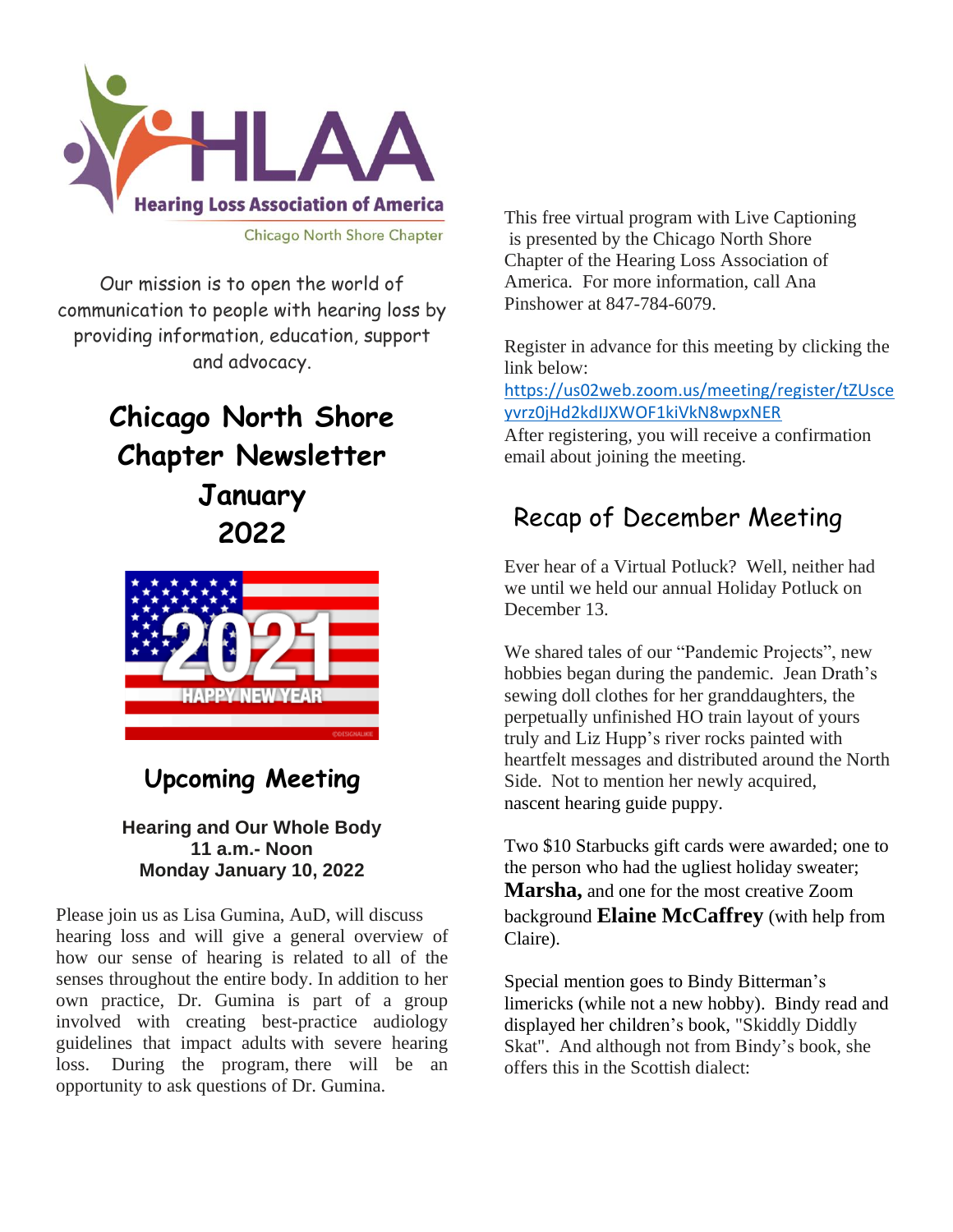Hearing Loss Association of America

Chicago North Shore Chapter

Our mission is to open the world of communication to people with hearing loss by providing information, education, support and advocacy.

# Chicago North Shore Chapter Newsletter January 2022

## Upcoming Meeting

**Hearing and Our Whole Body**
**11 a.m.- Noon**
**Monday January 10, 2022**

Please join us as Lisa Gumina, AuD, will discuss hearing loss and will give a general overview of how our sense of hearing is related to all of the senses throughout the entire body. In addition to her own practice, Dr. Gumina is part of a group involved with creating best-practice audiology guidelines that impact adults with severe hearing loss. During the program, there will be an opportunity to ask questions of Dr. Gumina.

This free virtual program with Live Captioning is presented by the Chicago North Shore Chapter of the Hearing Loss Association of America. For more information, call Ana Pinshower at 847-784-6079.

Register in advance for this meeting by clicking the link below:
https://us02web.zoom.us/meeting/register/tZUsceyvrz0jHd2kdIJXWOF1kiVkN8wpxNER
After registering, you will receive a confirmation email about joining the meeting.

## Recap of December Meeting

Ever hear of a Virtual Potluck? Well, neither had we until we held our annual Holiday Potluck on December 13.

We shared tales of our "Pandemic Projects", new hobbies began during the pandemic. Jean Drath's sewing doll clothes for her granddaughters, the perpetually unfinished HO train layout of yours truly and Liz Hupp's river rocks painted with heartfelt messages and distributed around the North Side. Not to mention her newly acquired, nascent hearing guide puppy.

Two $10 Starbucks gift cards were awarded; one to the person who had the ugliest holiday sweater; **Marsha,** and one for the most creative Zoom background **Elaine McCaffrey** (with help from Claire).

Special mention goes to Bindy Bitterman's limericks (while not a new hobby). Bindy read and displayed her children's book, "Skiddly Diddly Skat". And although not from Bindy's book, she offers this in the Scottish dialect: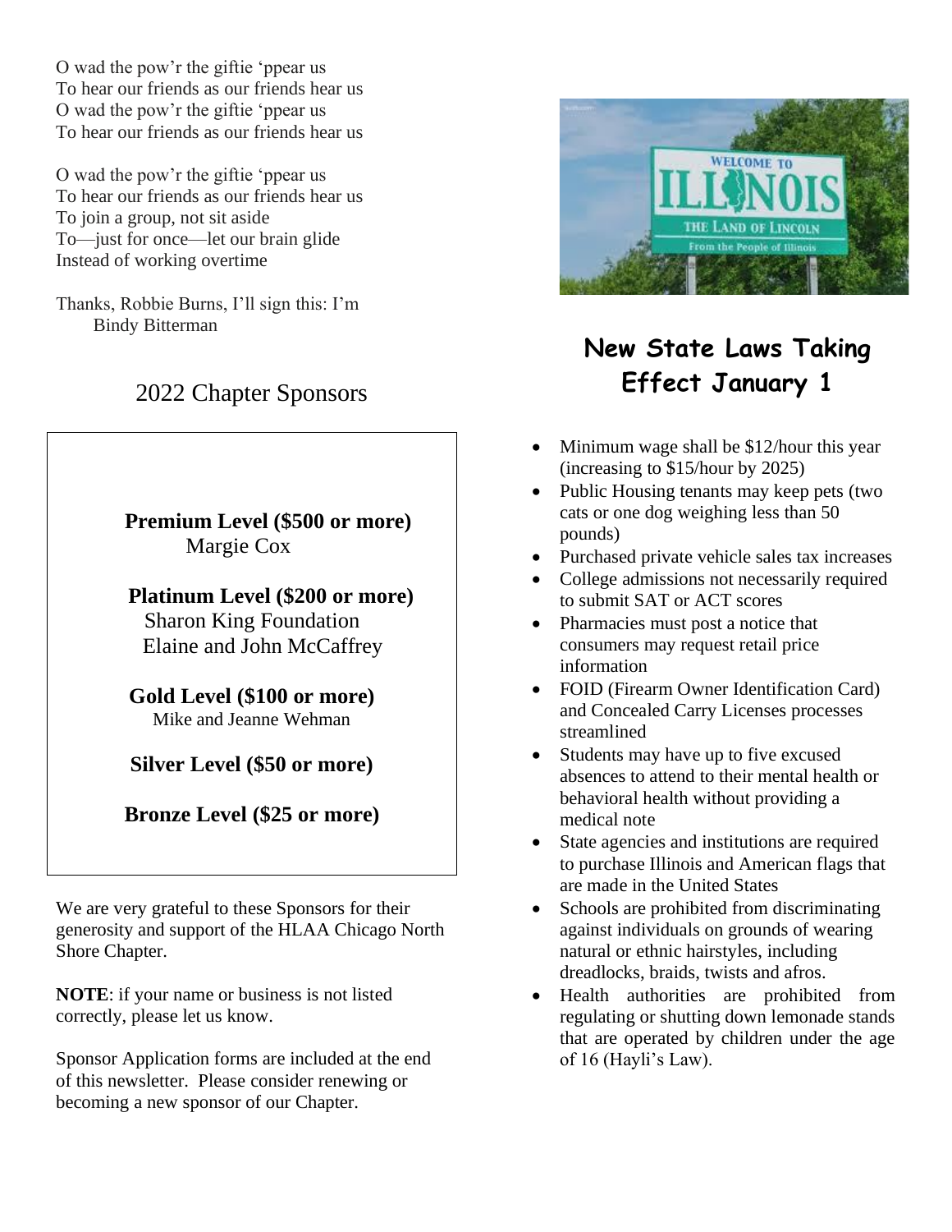O wad the pow'r the giftie 'ppear us
To hear our friends as our friends hear us
O wad the pow'r the giftie 'ppear us
To hear our friends as our friends hear us

O wad the pow'r the giftie 'ppear us
To hear our friends as our friends hear us
To join a group, not sit aside
To—just for once—let our brain glide
Instead of working overtime

Thanks, Robbie Burns, I'll sign this: I'm
Bindy Bitterman

## 2022 Chapter Sponsors

**Premium Level ($500 or more)**
Margie Cox

**Platinum Level ($200 or more)**
Sharon King Foundation
Elaine and John McCaffrey

**Gold Level ($100 or more)**
Mike and Jeanne Wehman

**Silver Level ($50 or more)**

**Bronze Level ($25 or more)**

We are very grateful to these Sponsors for their generosity and support of the HLAA Chicago North Shore Chapter.

**NOTE**: if your name or business is not listed correctly, please let us know.

Sponsor Application forms are included at the end of this newsletter. Please consider renewing or becoming a new sponsor of our Chapter.

## New State Laws Taking Effect January 1

- Minimum wage shall be $12/hour this year (increasing to $15/hour by 2025)
- Public Housing tenants may keep pets (two cats or one dog weighing less than 50 pounds)
- Purchased private vehicle sales tax increases
- College admissions not necessarily required to submit SAT or ACT scores
- Pharmacies must post a notice that consumers may request retail price information
- FOID (Firearm Owner Identification Card) and Concealed Carry Licenses processes streamlined
- Students may have up to five excused absences to attend to their mental health or behavioral health without providing a medical note
- State agencies and institutions are required to purchase Illinois and American flags that are made in the United States
- Schools are prohibited from discriminating against individuals on grounds of wearing natural or ethnic hairstyles, including dreadlocks, braids, twists and afros.
- Health authorities are prohibited from regulating or shutting down lemonade stands that are operated by children under the age of 16 (Hayli's Law).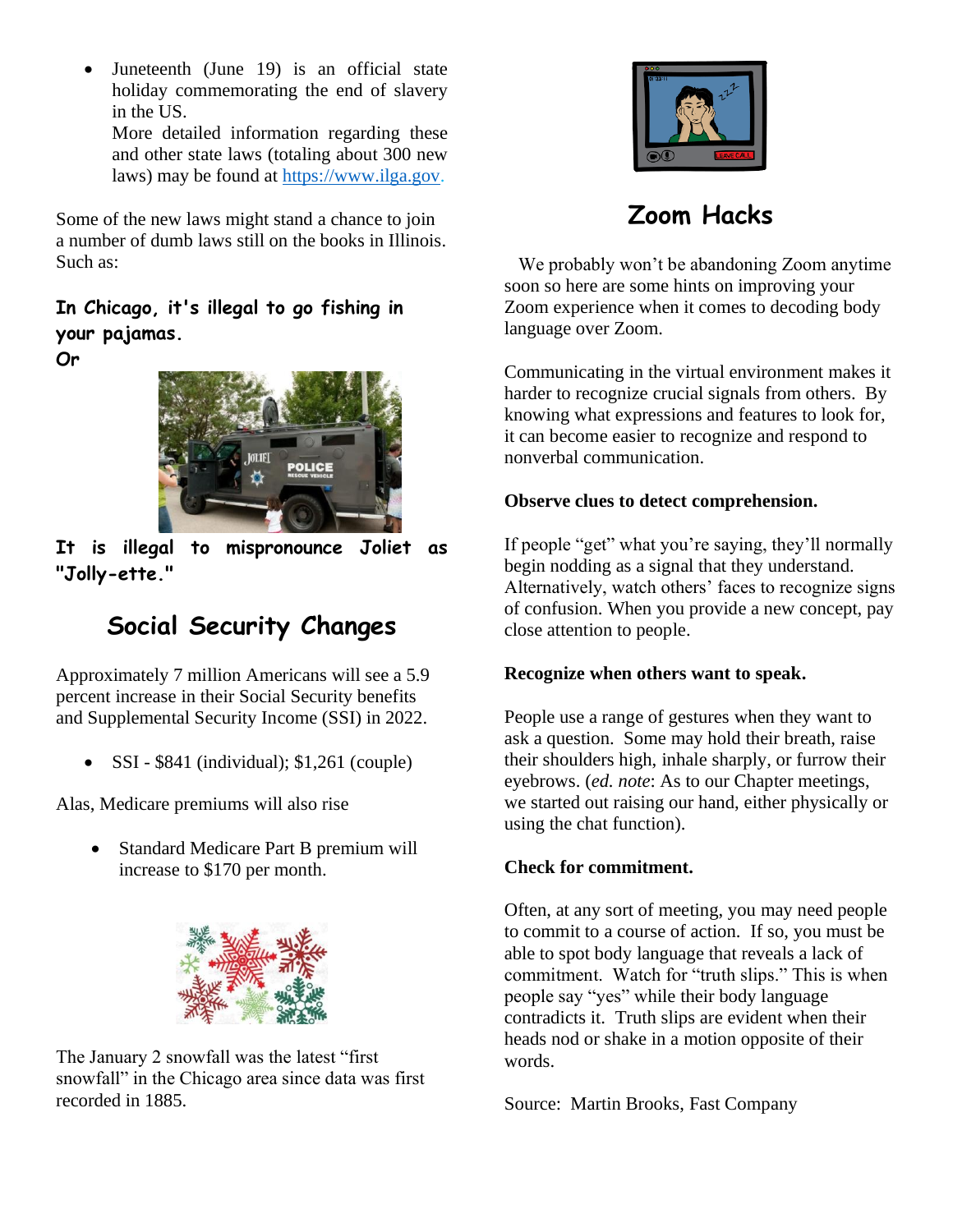- Juneteenth (June 19) is an official state holiday commemorating the end of slavery in the US.

  More detailed information regarding these and other state laws (totaling about 300 new laws) may be found at https://www.ilga.gov.

Some of the new laws might stand a chance to join a number of dumb laws still on the books in Illinois. Such as:

**In Chicago, it's illegal to go fishing in your pajamas.**

**Or**

**It is illegal to mispronounce Joliet as "Jolly-ette."**

## Social Security Changes

Approximately 7 million Americans will see a 5.9 percent increase in their Social Security benefits and Supplemental Security Income (SSI) in 2022.

- SSI - $841 (individual); $1,261 (couple)

Alas, Medicare premiums will also rise

- Standard Medicare Part B premium will increase to $170 per month.

The January 2 snowfall was the latest "first snowfall" in the Chicago area since data was first recorded in 1885.

## Zoom Hacks

We probably won't be abandoning Zoom anytime soon so here are some hints on improving your Zoom experience when it comes to decoding body language over Zoom.

Communicating in the virtual environment makes it harder to recognize crucial signals from others. By knowing what expressions and features to look for, it can become easier to recognize and respond to nonverbal communication.

**Observe clues to detect comprehension.**

If people "get" what you're saying, they'll normally begin nodding as a signal that they understand. Alternatively, watch others' faces to recognize signs of confusion. When you provide a new concept, pay close attention to people.

**Recognize when others want to speak.**

People use a range of gestures when they want to ask a question. Some may hold their breath, raise their shoulders high, inhale sharply, or furrow their eyebrows. (*ed. note*: As to our Chapter meetings, we started out raising our hand, either physically or using the chat function).

**Check for commitment.**

Often, at any sort of meeting, you may need people to commit to a course of action. If so, you must be able to spot body language that reveals a lack of commitment. Watch for "truth slips." This is when people say "yes" while their body language contradicts it. Truth slips are evident when their heads nod or shake in a motion opposite of their words.

Source: Martin Brooks, Fast Company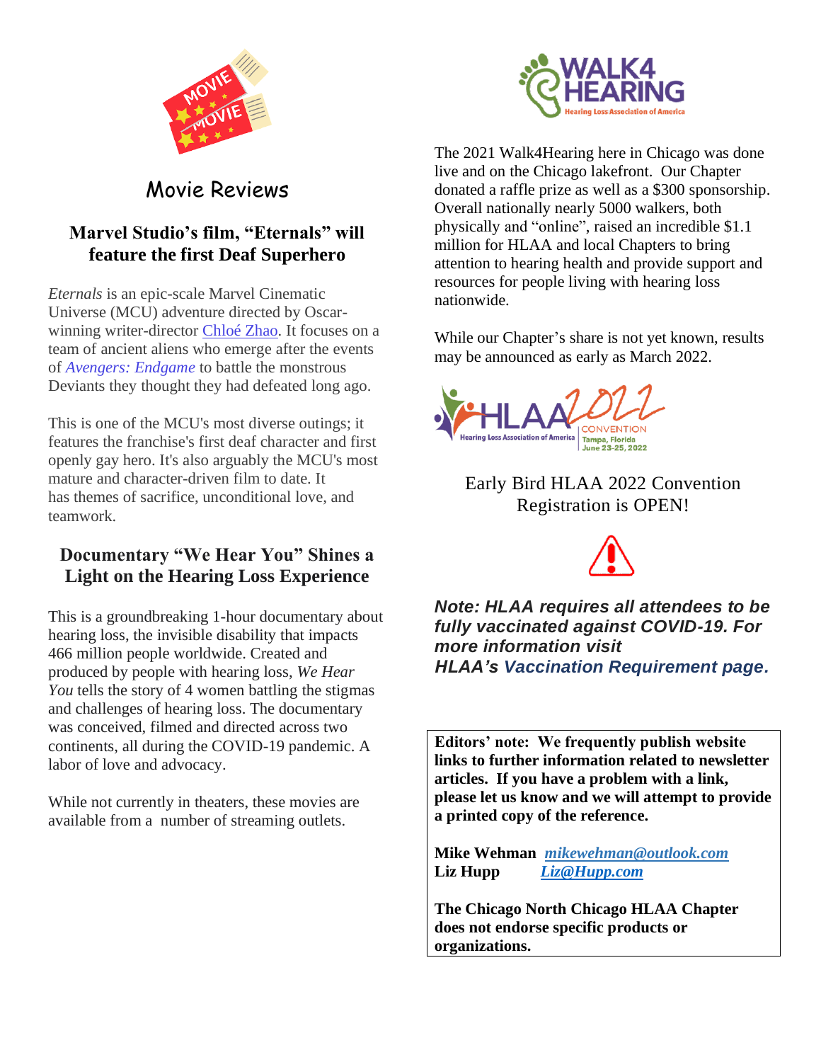# Movie Reviews

## Marvel Studio's film, "Eternals" will feature the first Deaf Superhero

*Eternals* is an epic-scale Marvel Cinematic Universe (MCU) adventure directed by Oscar-winning writer-director Chloé Zhao. It focuses on a team of ancient aliens who emerge after the events of *Avengers: Endgame* to battle the monstrous Deviants they thought they had defeated long ago.

This is one of the MCU's most diverse outings; it features the franchise's first deaf character and first openly gay hero. It's also arguably the MCU's most mature and character-driven film to date. It has themes of sacrifice, unconditional love, and teamwork.

## Documentary "We Hear You" Shines a Light on the Hearing Loss Experience

This is a groundbreaking 1-hour documentary about hearing loss, the invisible disability that impacts 466 million people worldwide. Created and produced by people with hearing loss, *We Hear You* tells the story of 4 women battling the stigmas and challenges of hearing loss. The documentary was conceived, filmed and directed across two continents, all during the COVID-19 pandemic. A labor of love and advocacy.

While not currently in theaters, these movies are available from a number of streaming outlets.

WALK4 HEARING
Hearing Loss Association of America

The 2021 Walk4Hearing here in Chicago was done live and on the Chicago lakefront. Our Chapter donated a raffle prize as well as a $300 sponsorship. Overall nationally nearly 5000 walkers, both physically and "online", raised an incredible $1.1 million for HLAA and local Chapters to bring attention to hearing health and provide support and resources for people living with hearing loss nationwide.

While our Chapter's share is not yet known, results may be announced as early as March 2022.

HLAA 2022 CONVENTION
Hearing Loss Association of America
Tampa, Florida
June 23-25, 2022

Early Bird HLAA 2022 Convention Registration is OPEN!

***Note: HLAA requires all attendees to be fully vaccinated against COVID-19. For more information visit HLAA's Vaccination Requirement page.***

**Editors' note: We frequently publish website links to further information related to newsletter articles. If you have a problem with a link, please let us know and we will attempt to provide a printed copy of the reference.**

**Mike Wehman** ***mikewehman@outlook.com***
**Liz Hupp** ***Liz@Hupp.com***

**The Chicago North Chicago HLAA Chapter does not endorse specific products or organizations.**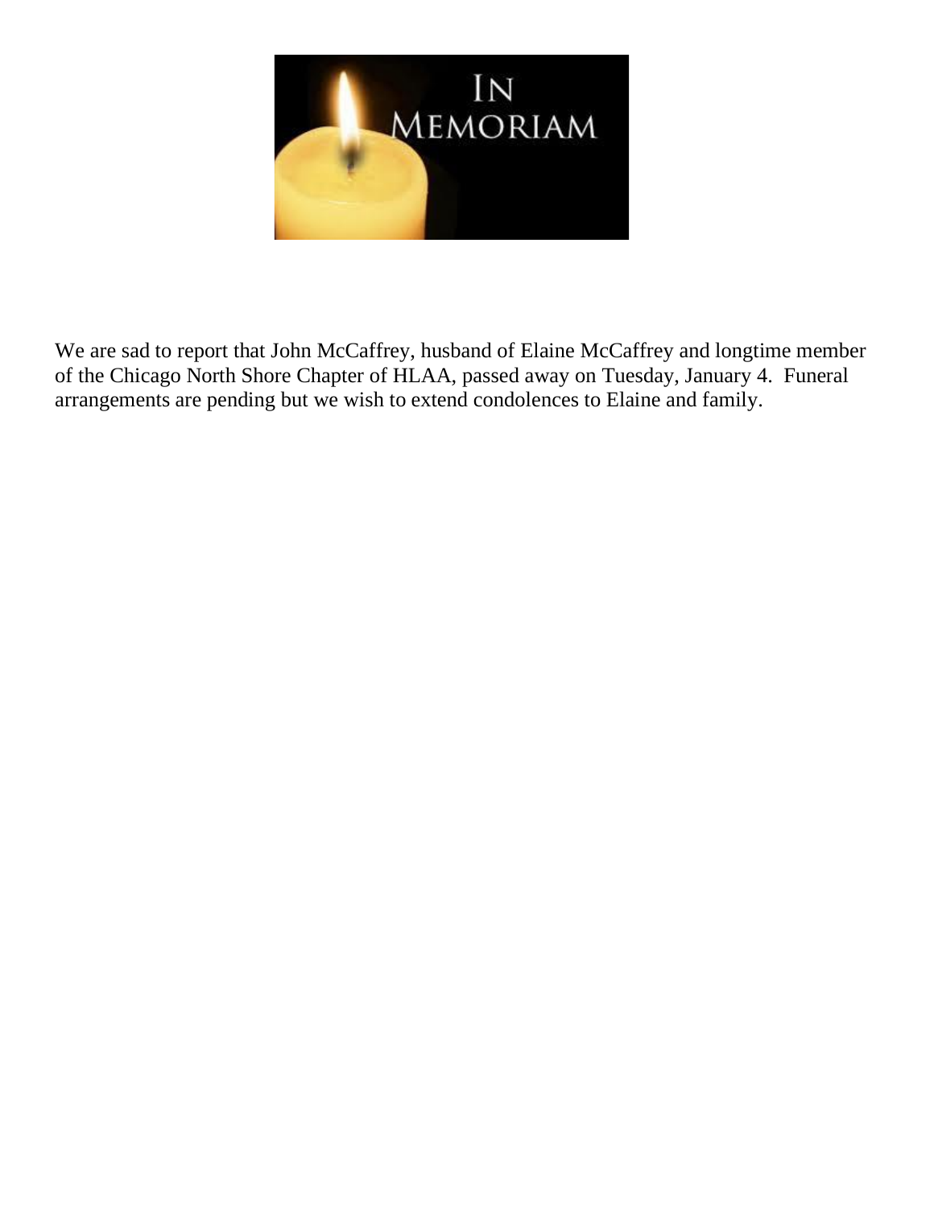# In Memoriam

We are sad to report that John McCaffrey, husband of Elaine McCaffrey and longtime member of the Chicago North Shore Chapter of HLAA, passed away on Tuesday, January 4. Funeral arrangements are pending but we wish to extend condolences to Elaine and family.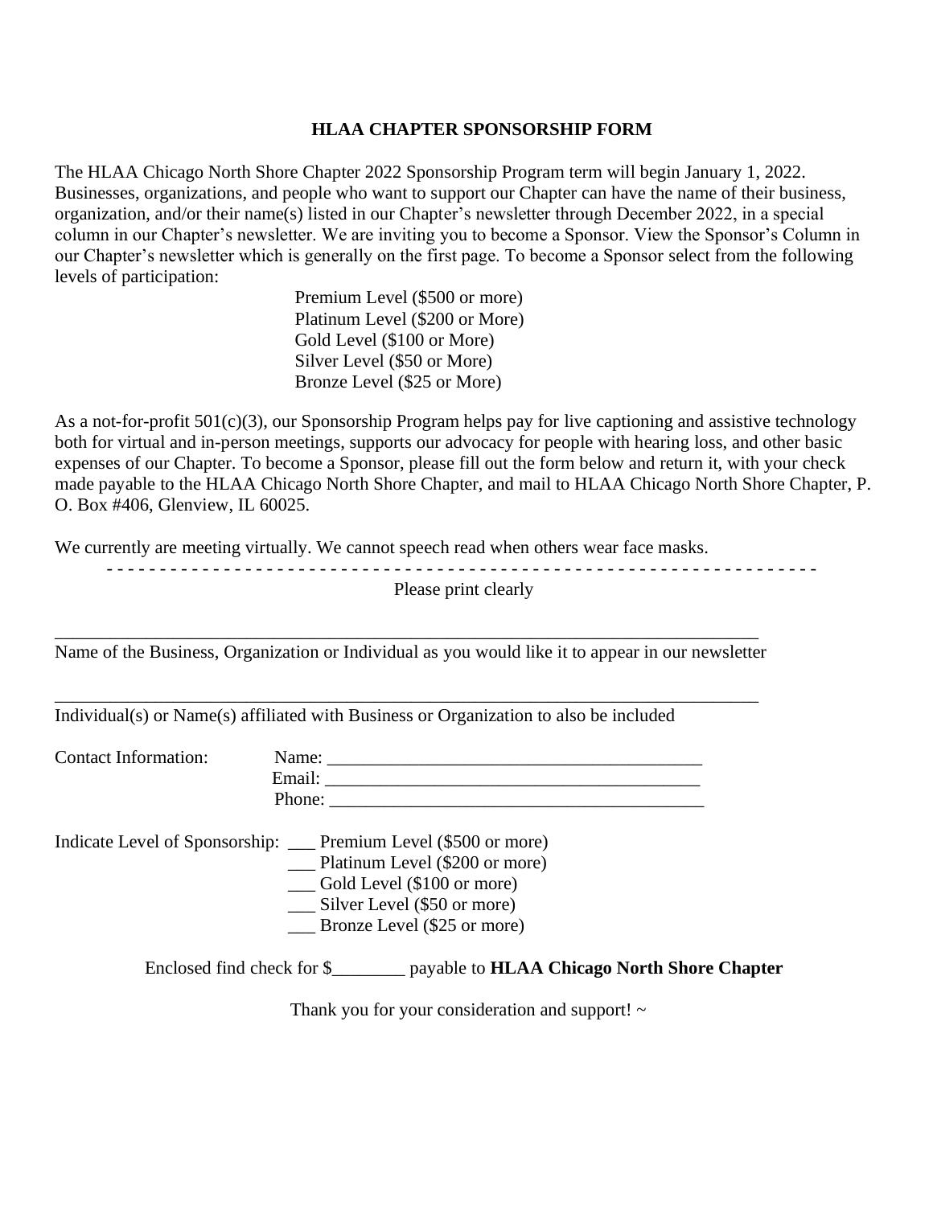## HLAA CHAPTER SPONSORSHIP FORM

The HLAA Chicago North Shore Chapter 2022 Sponsorship Program term will begin January 1, 2022. Businesses, organizations, and people who want to support our Chapter can have the name of their business, organization, and/or their name(s) listed in our Chapter's newsletter through December 2022, in a special column in our Chapter's newsletter. We are inviting you to become a Sponsor. View the Sponsor's Column in our Chapter's newsletter which is generally on the first page. To become a Sponsor select from the following levels of participation:

Premium Level ($500 or more)
Platinum Level ($200 or More)
Gold Level ($100 or More)
Silver Level ($50 or More)
Bronze Level ($25 or More)

As a not-for-profit 501(c)(3), our Sponsorship Program helps pay for live captioning and assistive technology both for virtual and in-person meetings, supports our advocacy for people with hearing loss, and other basic expenses of our Chapter. To become a Sponsor, please fill out the form below and return it, with your check made payable to the HLAA Chicago North Shore Chapter, and mail to HLAA Chicago North Shore Chapter, P. O. Box #406, Glenview, IL 60025.

We currently are meeting virtually. We cannot speech read when others wear face masks.

- - - - - - - - - - - - - - - - - - - - - - - - - - - - - - - - - - - - - - - - - - - - - - - - - - - - - - - - - - - - - - - - -

Please print clearly

_______________________________________________________________________________
Name of the Business, Organization or Individual as you would like it to appear in our newsletter

_______________________________________________________________________________
Individual(s) or Name(s) affiliated with Business or Organization to also be included

Contact Information: Name: ________________________________________
Email: ________________________________________
Phone: ________________________________________

Indicate Level of Sponsorship: ___ Premium Level ($500 or more)
___ Platinum Level ($200 or more)
___ Gold Level ($100 or more)
___ Silver Level ($50 or more)
___ Bronze Level ($25 or more)

Enclosed find check for $________ payable to **HLAA Chicago North Shore Chapter**

Thank you for your consideration and support! ~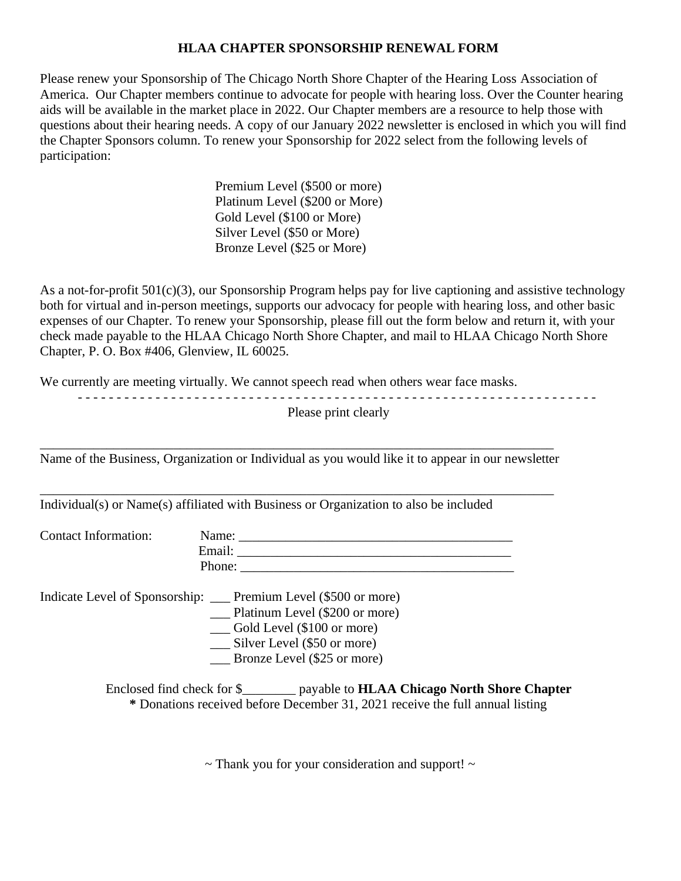## HLAA CHAPTER SPONSORSHIP RENEWAL FORM

Please renew your Sponsorship of The Chicago North Shore Chapter of the Hearing Loss Association of America. Our Chapter members continue to advocate for people with hearing loss. Over the Counter hearing aids will be available in the market place in 2022. Our Chapter members are a resource to help those with questions about their hearing needs. A copy of our January 2022 newsletter is enclosed in which you will find the Chapter Sponsors column. To renew your Sponsorship for 2022 select from the following levels of participation:

Premium Level ($500 or more)
Platinum Level ($200 or More)
Gold Level ($100 or More)
Silver Level ($50 or More)
Bronze Level ($25 or More)

As a not-for-profit 501(c)(3), our Sponsorship Program helps pay for live captioning and assistive technology both for virtual and in-person meetings, supports our advocacy for people with hearing loss, and other basic expenses of our Chapter. To renew your Sponsorship, please fill out the form below and return it, with your check made payable to the HLAA Chicago North Shore Chapter, and mail to HLAA Chicago North Shore Chapter, P. O. Box #406, Glenview, IL 60025.

We currently are meeting virtually. We cannot speech read when others wear face masks.

- - - - - - - - - - - - - - - - - - - - - - - - - - - - - - - - - - - - - - - - - - - - - - - - - - - - - - - - - - - - - - - - -

Please print clearly

______________________________________________________________________________

Name of the Business, Organization or Individual as you would like it to appear in our newsletter

______________________________________________________________________________

Individual(s) or Name(s) affiliated with Business or Organization to also be included

Contact Information: Name: _________________________________________
Email: _________________________________________
Phone: _________________________________________

Indicate Level of Sponsorship: ___ Premium Level ($500 or more)
___ Platinum Level ($200 or more)
___ Gold Level ($100 or more)
___ Silver Level ($50 or more)
___ Bronze Level ($25 or more)

Enclosed find check for $________ payable to **HLAA Chicago North Shore Chapter**
**\*** Donations received before December 31, 2021 receive the full annual listing

~ Thank you for your consideration and support! ~